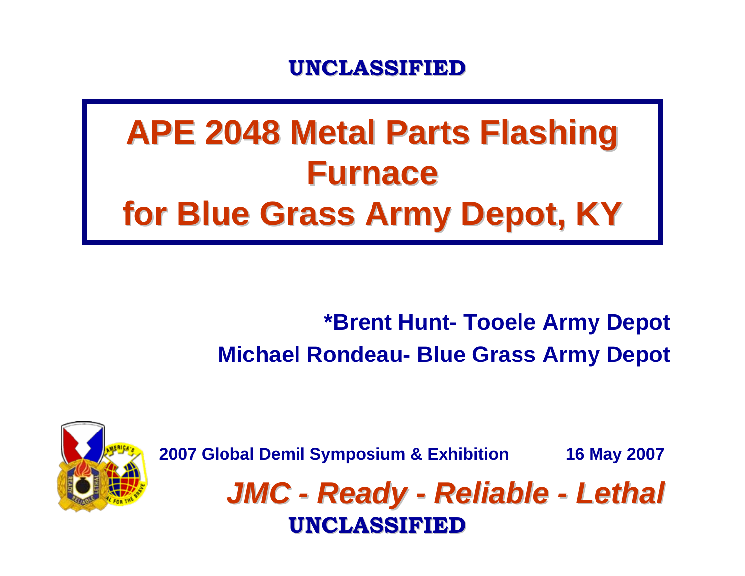UNCLASSIFIED

# APE 2048 Metal Parts Flashing Furnace for Blue Grass Army Depot, KY

**\*Brent Hunt- Tooele Army Depot**

**Michael Rondeau- Blue Grass Army Depot**

**2007 Global Demil Symposium & Exhibition** **16 May 2007**

***JMC - Ready - Reliable - Lethal***

UNCLASSIFIED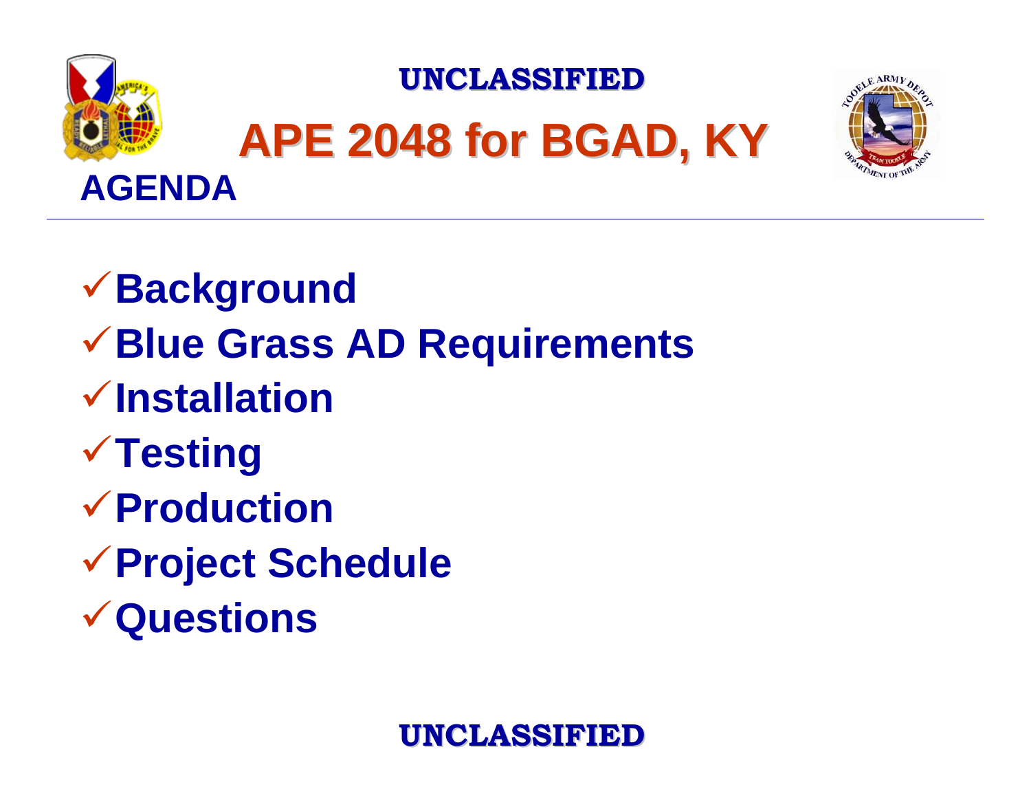UNCLASSIFIED

# APE 2048 for BGAD, KY

## AGENDA

- ✓Background
- ✓Blue Grass AD Requirements
- ✓Installation
- ✓Testing
- ✓Production
- ✓Project Schedule
- ✓Questions

UNCLASSIFIED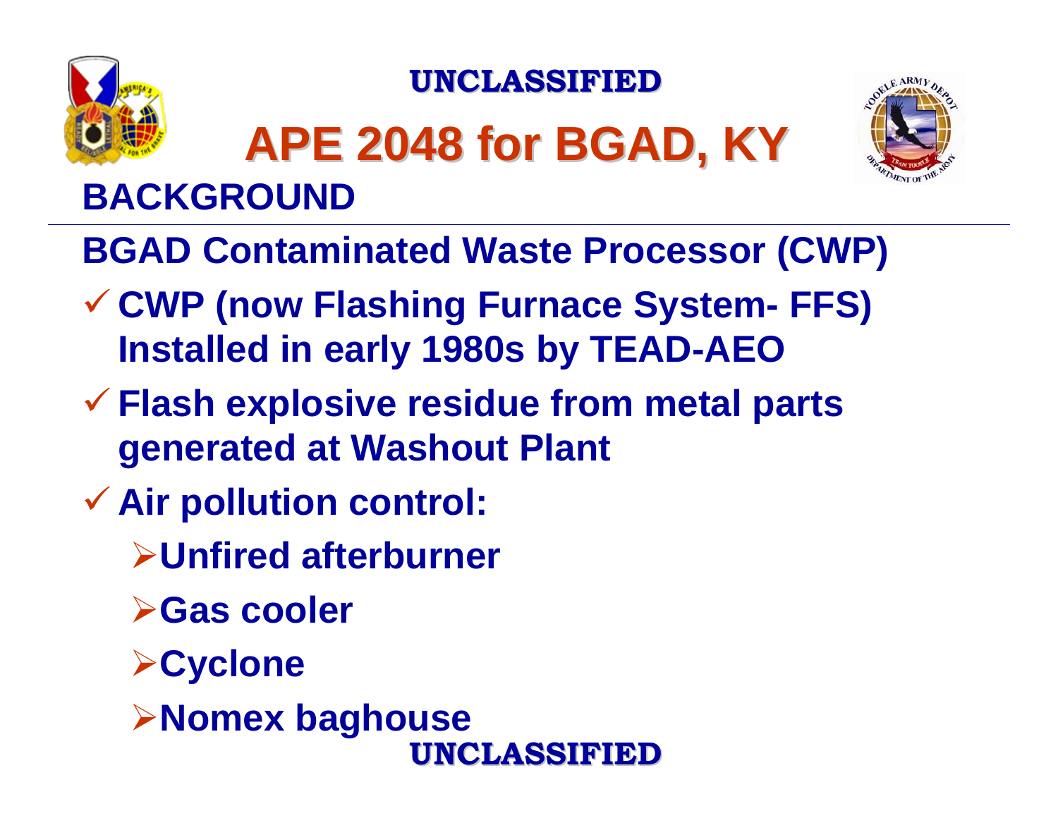# APE 2048 for BGAD, KY

## BACKGROUND

**BGAD Contaminated Waste Processor (CWP)**

- ✓ **CWP (now Flashing Furnace System- FFS) Installed in early 1980s by TEAD-AEO**
- ✓ **Flash explosive residue from metal parts generated at Washout Plant**
- ✓ **Air pollution control:**
  - **Unfired afterburner**
  - **Gas cooler**
  - **Cyclone**
  - **Nomex baghouse**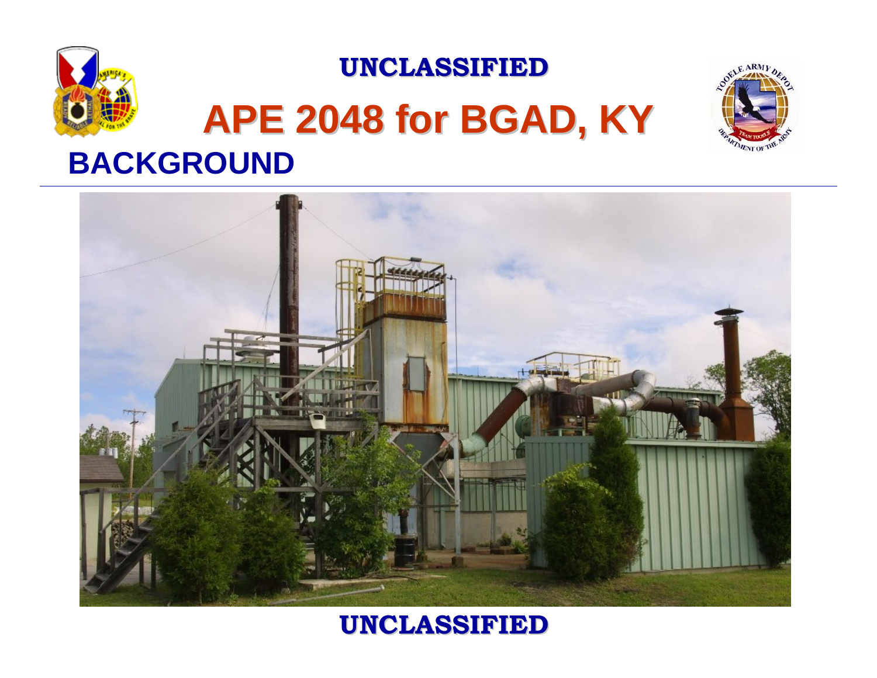UNCLASSIFIED

# APE 2048 for BGAD, KY

## BACKGROUND

UNCLASSIFIED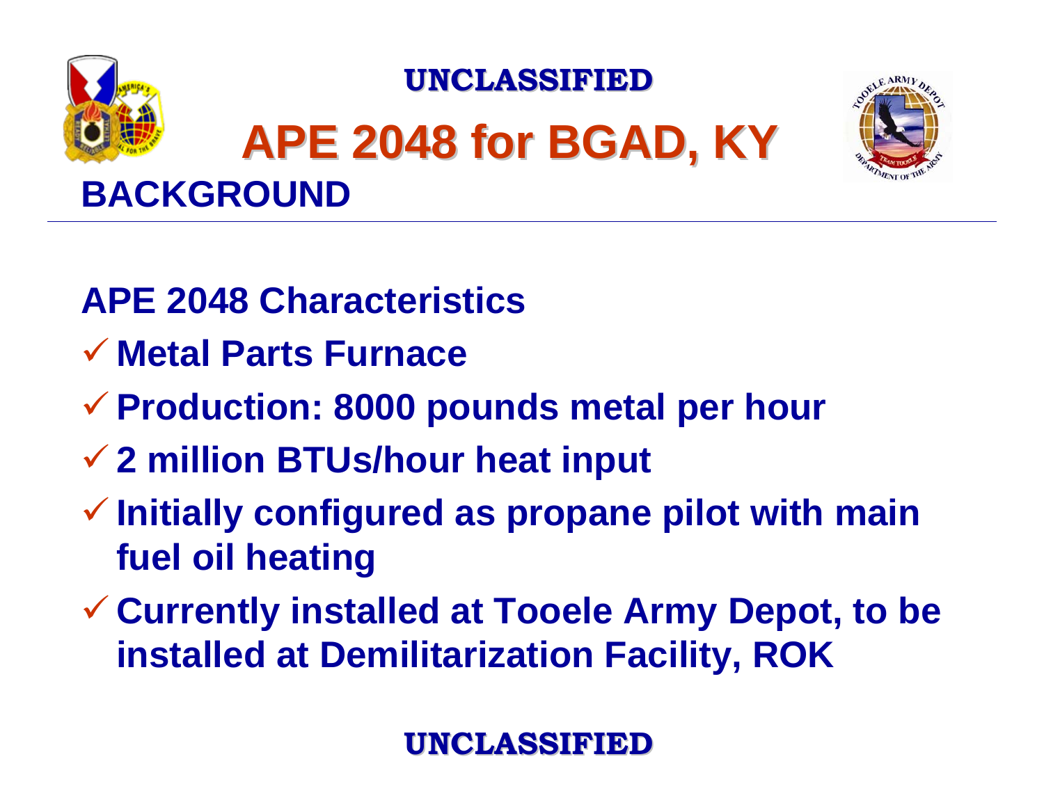UNCLASSIFIED

# APE 2048 for BGAD, KY

## BACKGROUND

### APE 2048 Characteristics

- ✓ Metal Parts Furnace
- ✓ Production: 8000 pounds metal per hour
- ✓ 2 million BTUs/hour heat input
- ✓ Initially configured as propane pilot with main fuel oil heating
- ✓ Currently installed at Tooele Army Depot, to be installed at Demilitarization Facility, ROK

UNCLASSIFIED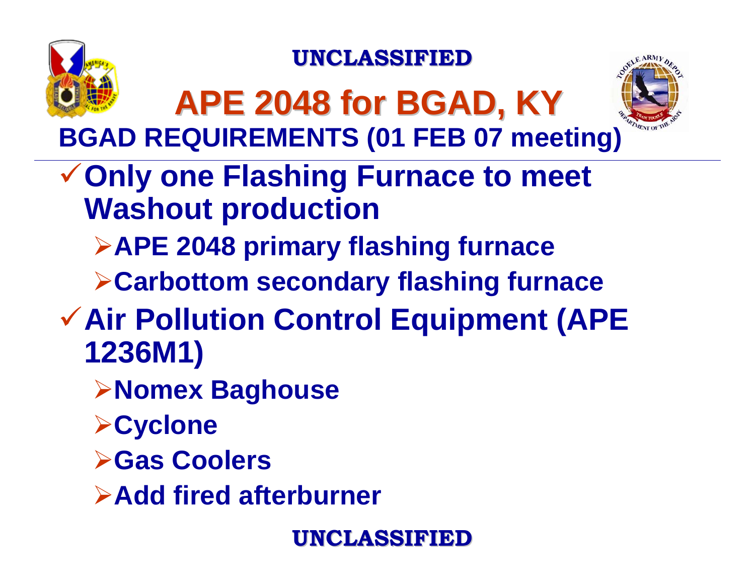UNCLASSIFIED

# APE 2048 for BGAD, KY

## BGAD REQUIREMENTS (01 FEB 07 meeting)

- **Only one Flashing Furnace to meet Washout production**
  - **APE 2048 primary flashing furnace**
  - **Carbottom secondary flashing furnace**
- **Air Pollution Control Equipment (APE 1236M1)**
  - **Nomex Baghouse**
  - **Cyclone**
  - **Gas Coolers**
  - **Add fired afterburner**

UNCLASSIFIED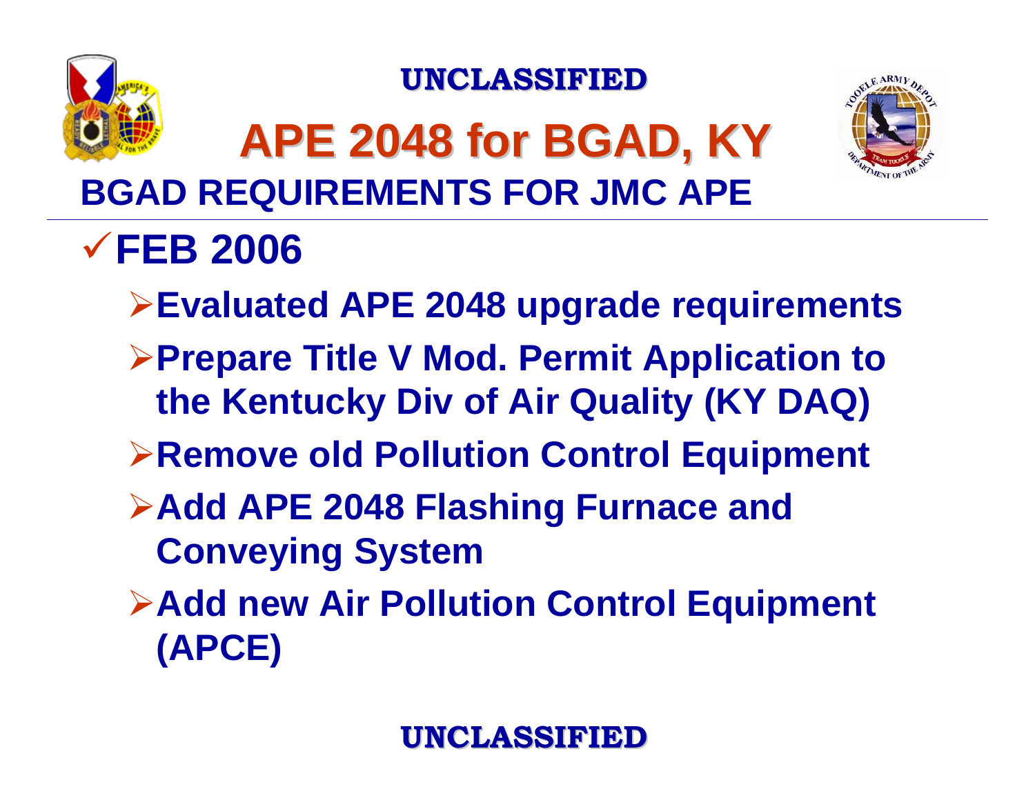UNCLASSIFIED

# APE 2048 for BGAD, KY

## BGAD REQUIREMENTS FOR JMC APE

- ✓ **FEB 2006**
  - **Evaluated APE 2048 upgrade requirements**
  - **Prepare Title V Mod. Permit Application to the Kentucky Div of Air Quality (KY DAQ)**
  - **Remove old Pollution Control Equipment**
  - **Add APE 2048 Flashing Furnace and Conveying System**
  - **Add new Air Pollution Control Equipment (APCE)**

UNCLASSIFIED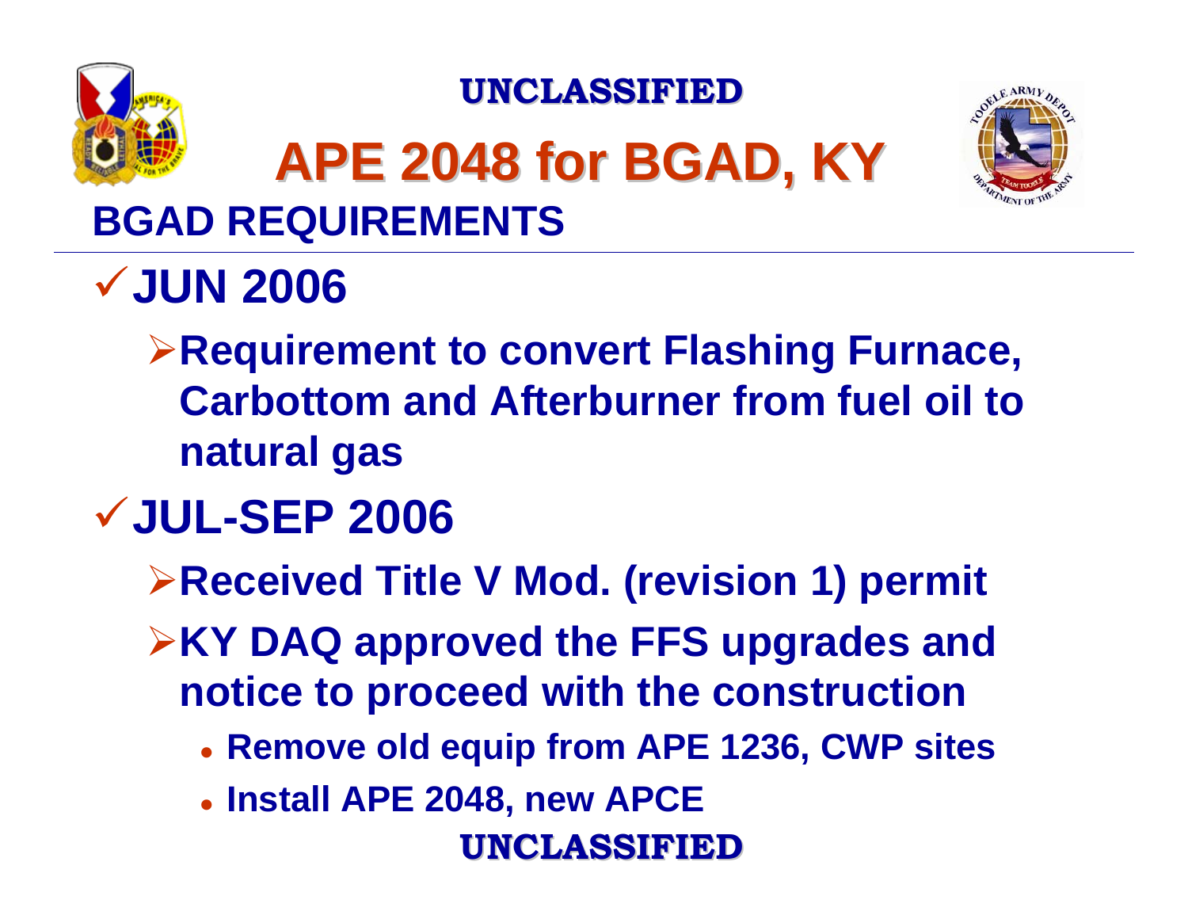# APE 2048 for BGAD, KY

## BGAD REQUIREMENTS

- ✓ **JUN 2006**
  - ➢ **Requirement to convert Flashing Furnace, Carbottom and Afterburner from fuel oil to natural gas**
- ✓ **JUL-SEP 2006**
  - ➢ **Received Title V Mod. (revision 1) permit**
  - ➢ **KY DAQ approved the FFS upgrades and notice to proceed with the construction**
    - **Remove old equip from APE 1236, CWP sites**
    - **Install APE 2048, new APCE**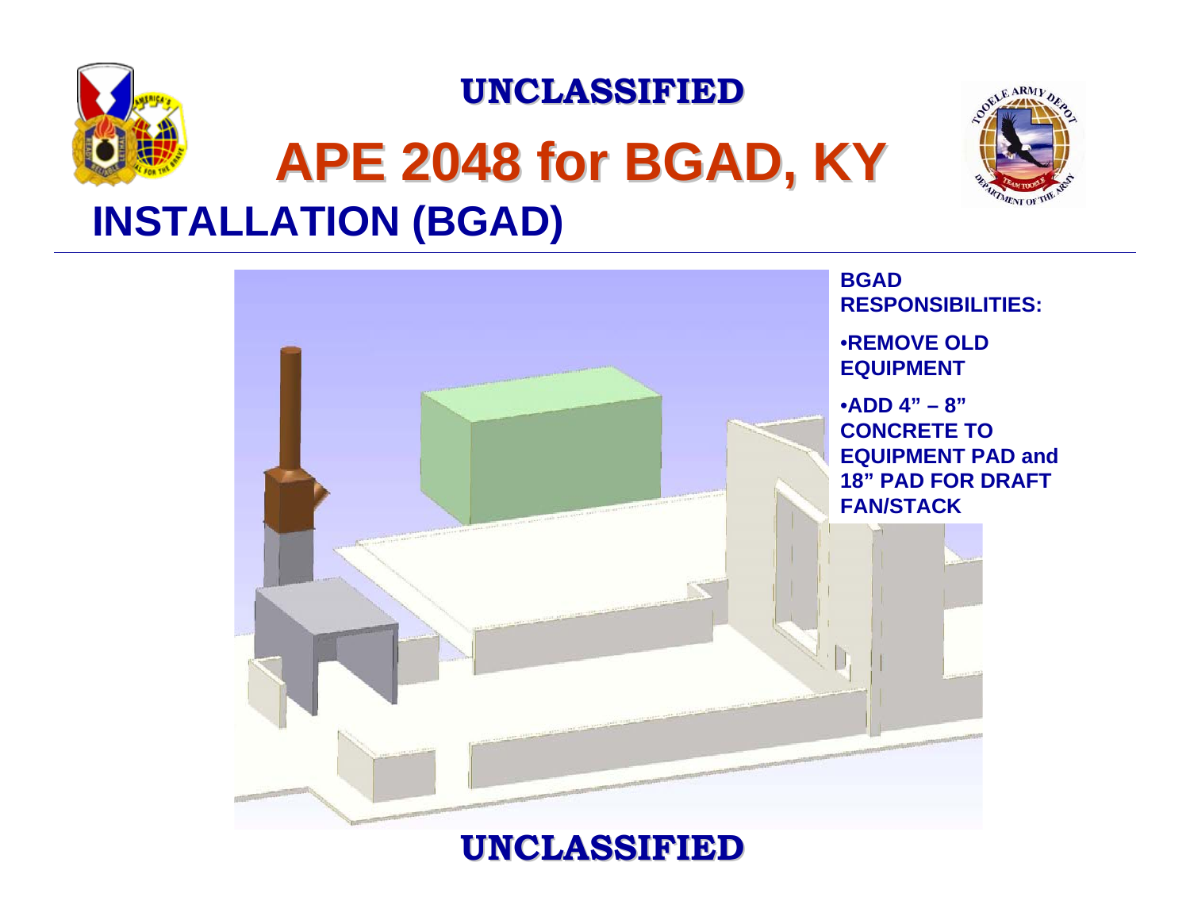UNCLASSIFIED

# APE 2048 for BGAD, KY

## INSTALLATION (BGAD)

**BGAD RESPONSIBILITIES:**

- **REMOVE OLD EQUIPMENT**
- **ADD 4" – 8" CONCRETE TO EQUIPMENT PAD and 18" PAD FOR DRAFT FAN/STACK**

UNCLASSIFIED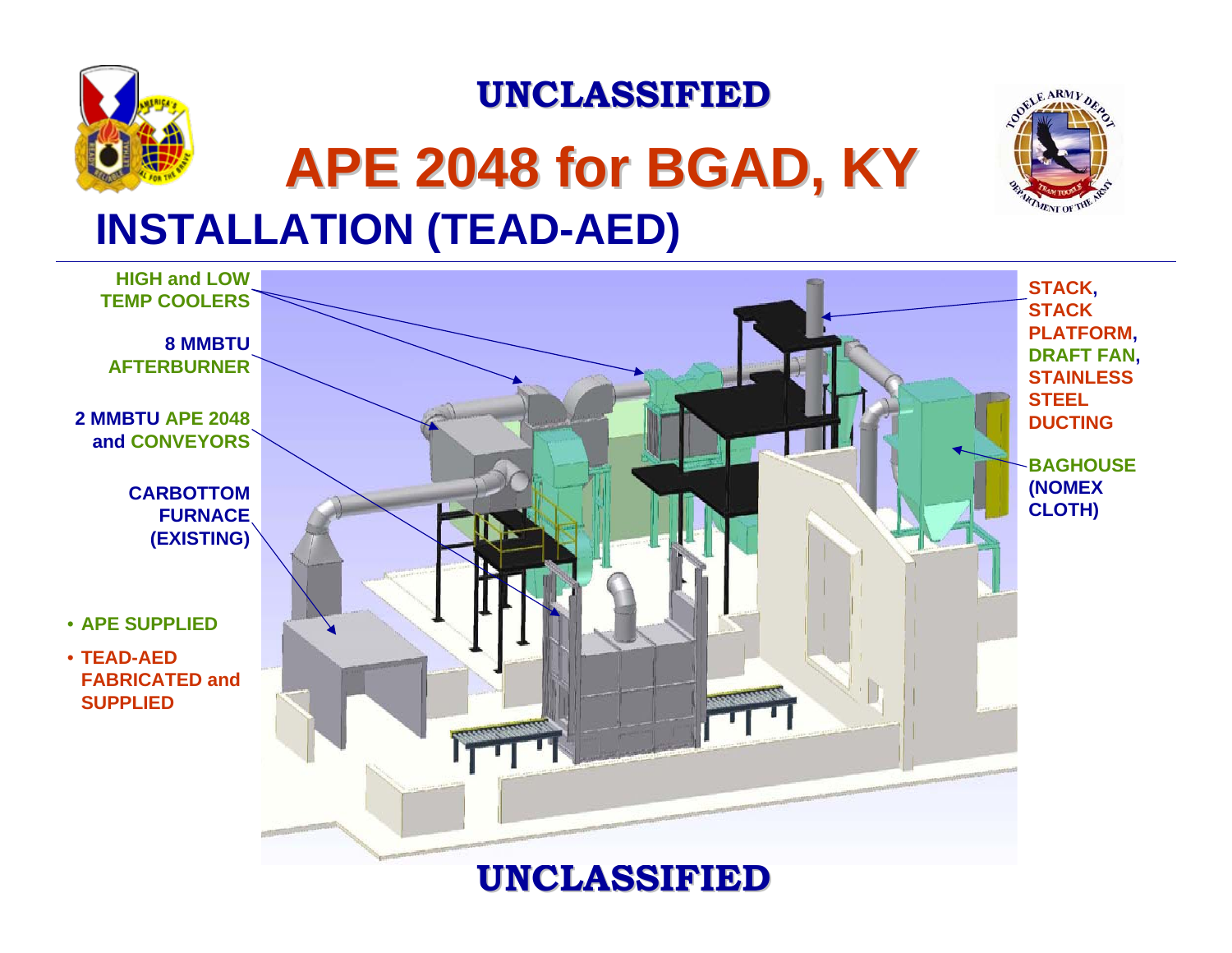UNCLASSIFIED

# APE 2048 for BGAD, KY

## INSTALLATION (TEAD-AED)

HIGH and LOW TEMP COOLERS

8 MMBTU AFTERBURNER

2 MMBTU APE 2048 and CONVEYORS

CARBOTTOM FURNACE (EXISTING)

- APE SUPPLIED
- TEAD-AED FABRICATED and SUPPLIED

STACK, STACK PLATFORM, DRAFT FAN, STAINLESS STEEL DUCTING

BAGHOUSE (NOMEX CLOTH)

UNCLASSIFIED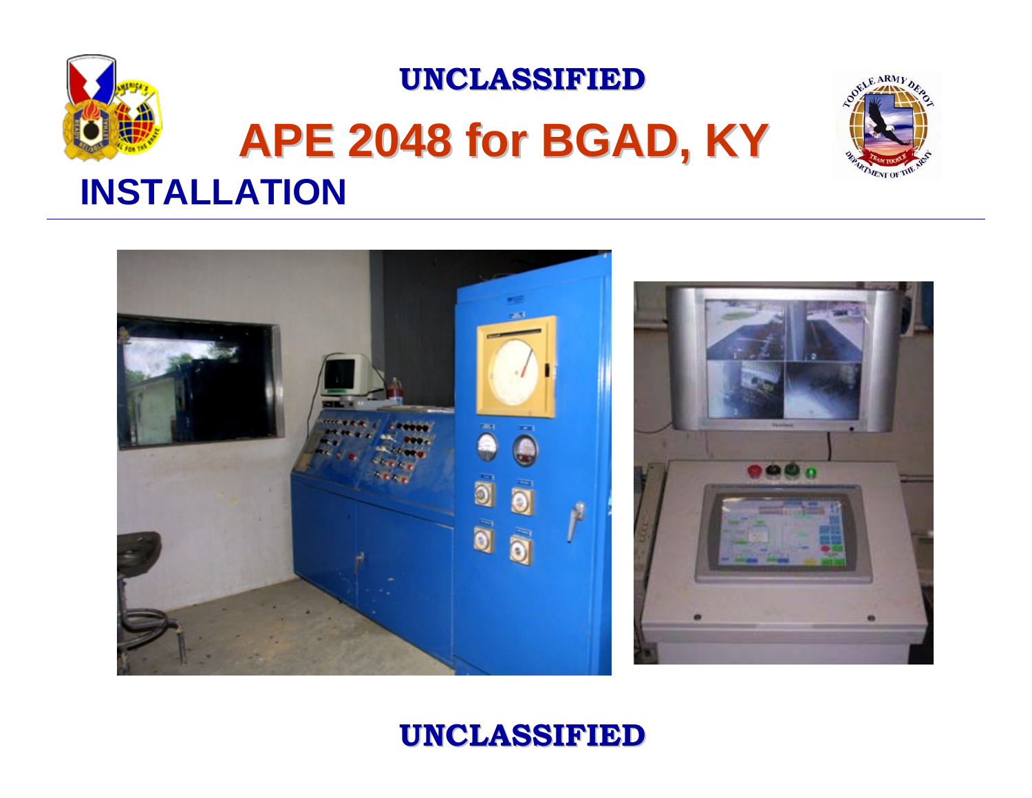UNCLASSIFIED

# APE 2048 for BGAD, KY

## INSTALLATION

UNCLASSIFIED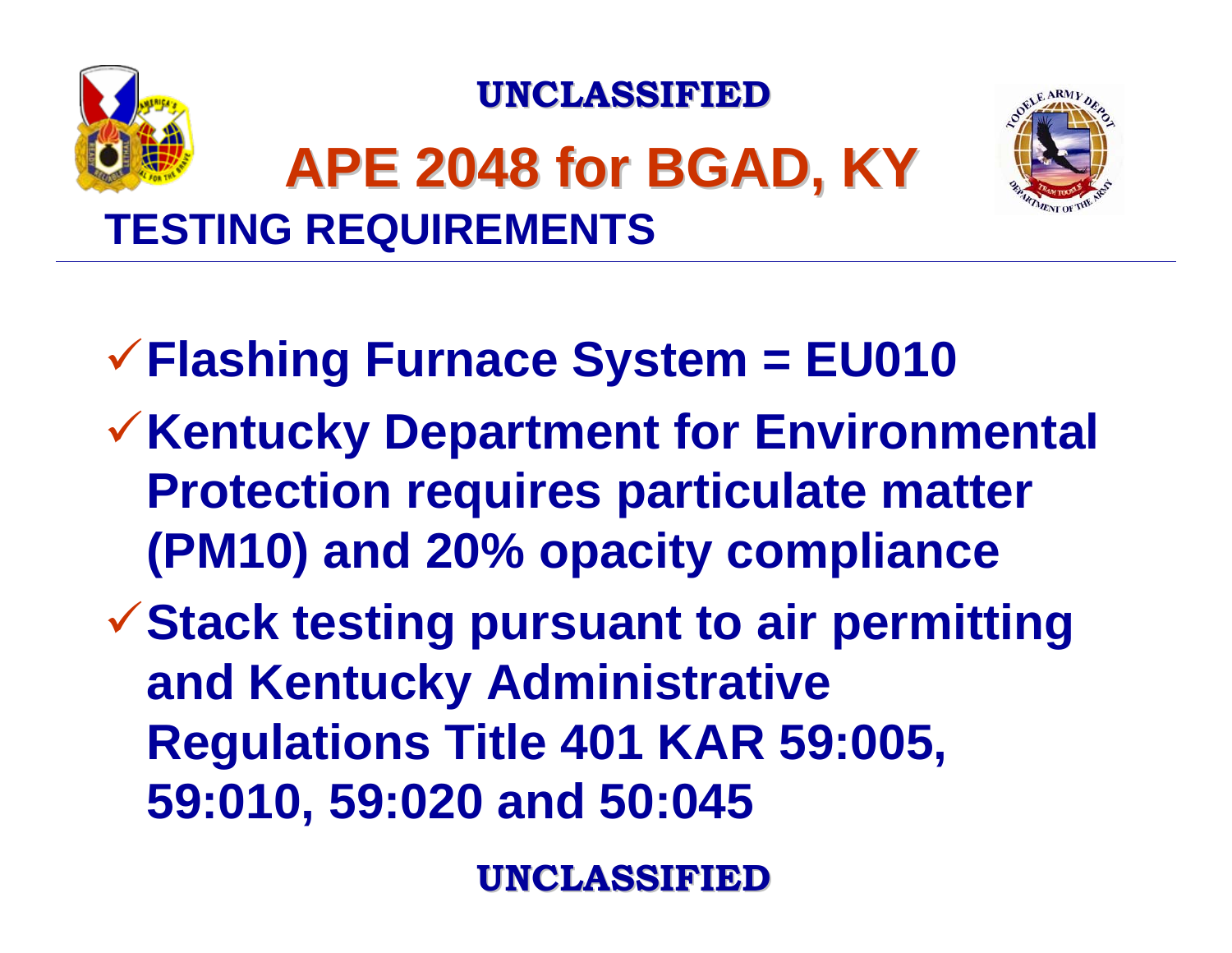# APE 2048 for BGAD, KY

## TESTING REQUIREMENTS

- ✓ **Flashing Furnace System = EU010**
- ✓ **Kentucky Department for Environmental Protection requires particulate matter (PM10) and 20% opacity compliance**
- ✓ **Stack testing pursuant to air permitting and Kentucky Administrative Regulations Title 401 KAR 59:005, 59:010, 59:020 and 50:045**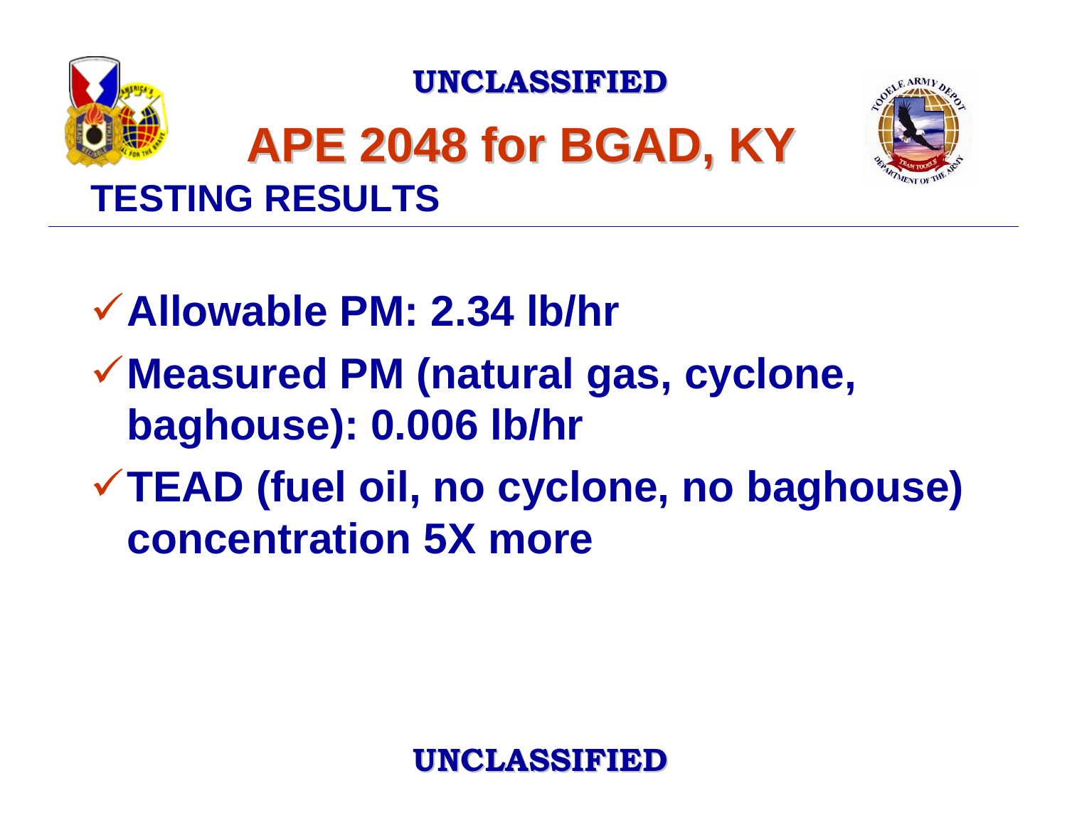# APE 2048 for BGAD, KY

## TESTING RESULTS

- ✓ **Allowable PM: 2.34 lb/hr**
- ✓ **Measured PM (natural gas, cyclone, baghouse): 0.006 lb/hr**
- ✓ **TEAD (fuel oil, no cyclone, no baghouse) concentration 5X more**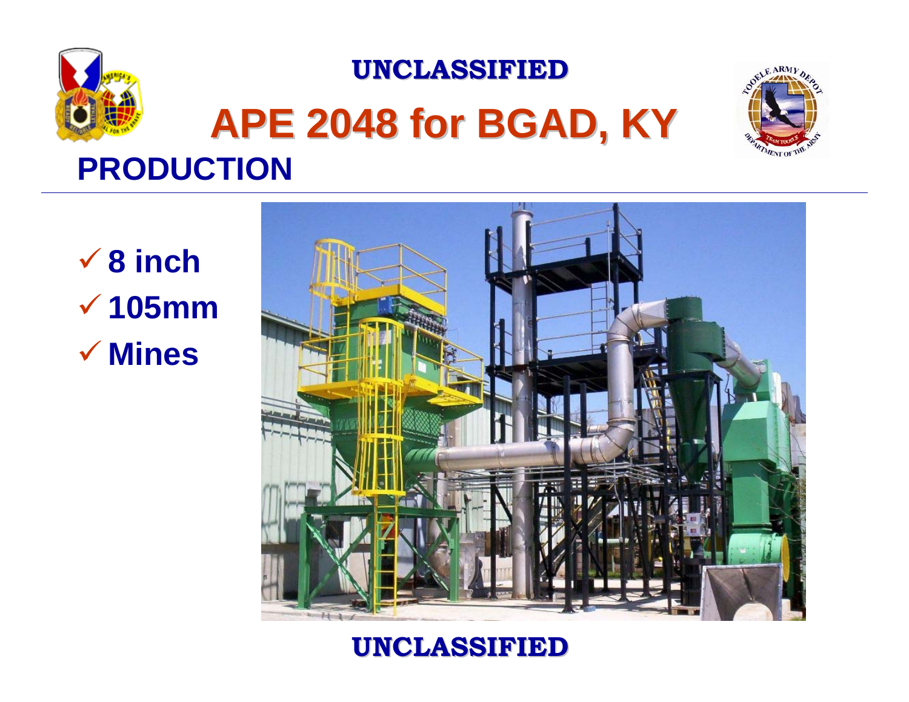UNCLASSIFIED

# APE 2048 for BGAD, KY

## PRODUCTION

- ✓ 8 inch
- ✓ 105mm
- ✓ Mines

UNCLASSIFIED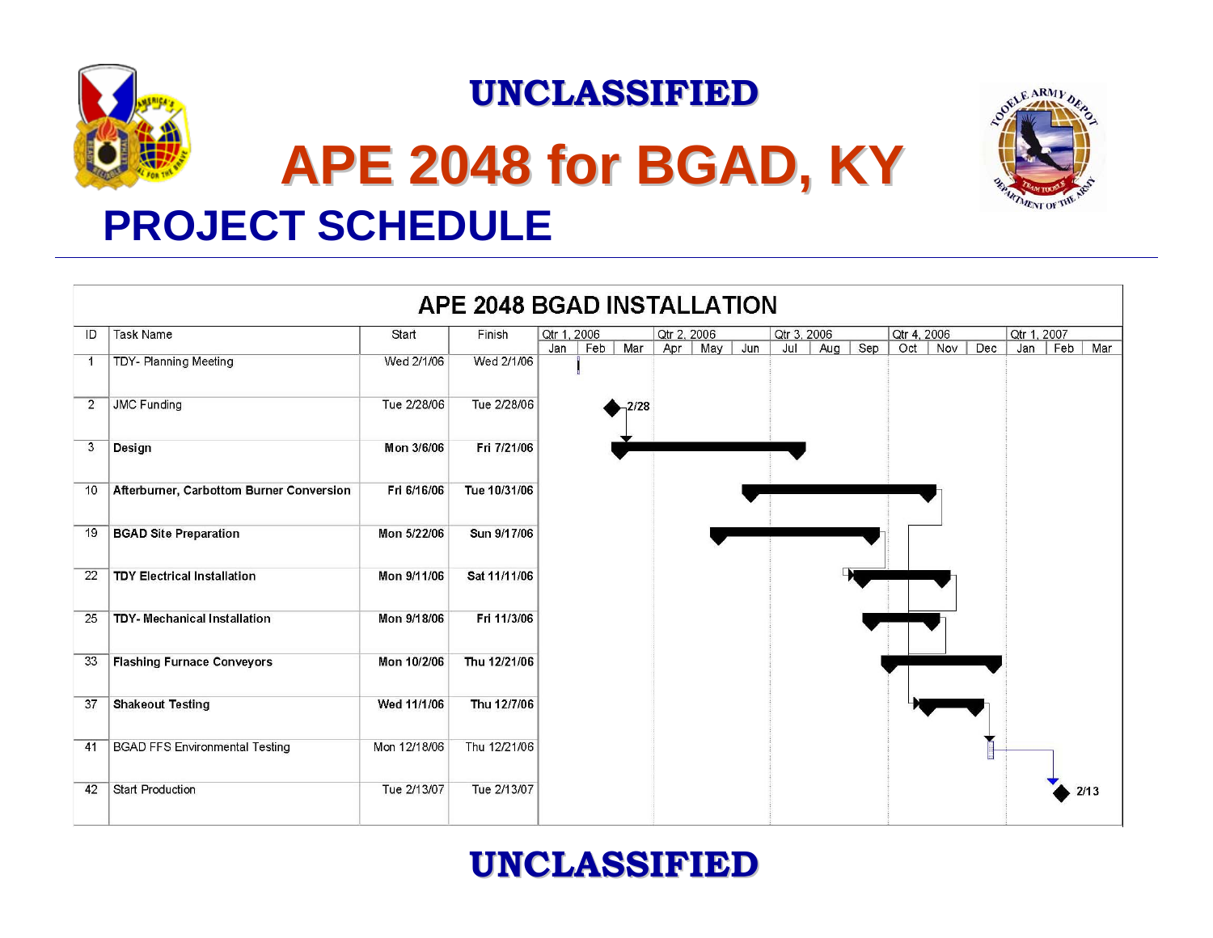UNCLASSIFIED

# APE 2048 for BGAD, KY

## PROJECT SCHEDULE

### APE 2048 BGAD INSTALLATION

| ID | Task Name | Start | Finish |
|---|---|---|---|
| 1 | TDY- Planning Meeting | Wed 2/1/06 | Wed 2/1/06 |
| 2 | JMC Funding | Tue 2/28/06 | Tue 2/28/06 |
| 3 | **Design** | **Mon 3/6/06** | **Fri 7/21/06** |
| 10 | **Afterburner, Carbottom Burner Conversion** | **Fri 6/16/06** | **Tue 10/31/06** |
| 19 | **BGAD Site Preparation** | **Mon 5/22/06** | **Sun 9/17/06** |
| 22 | **TDY Electrical Installation** | **Mon 9/11/06** | **Sat 11/11/06** |
| 25 | **TDY- Mechanical Installation** | **Mon 9/18/06** | **Fri 11/3/06** |
| 33 | **Flashing Furnace Conveyors** | **Mon 10/2/06** | **Thu 12/21/06** |
| 37 | **Shakeout Testing** | **Wed 11/1/06** | **Thu 12/7/06** |
| 41 | BGAD FFS Environmental Testing | Mon 12/18/06 | Thu 12/21/06 |
| 42 | Start Production | Tue 2/13/07 | Tue 2/13/07 |

UNCLASSIFIED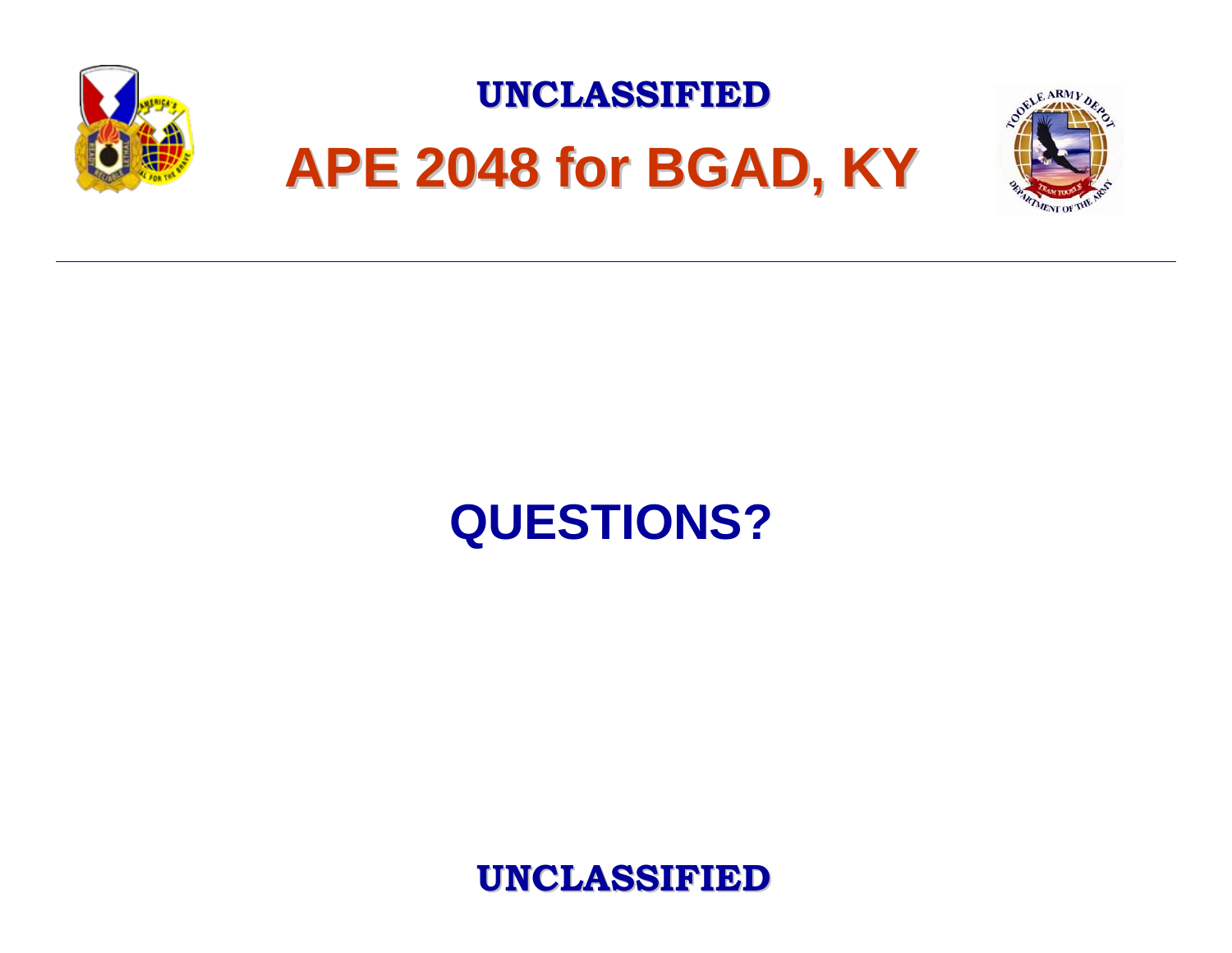UNCLASSIFIED

# APE 2048 for BGAD, KY

## QUESTIONS?

UNCLASSIFIED